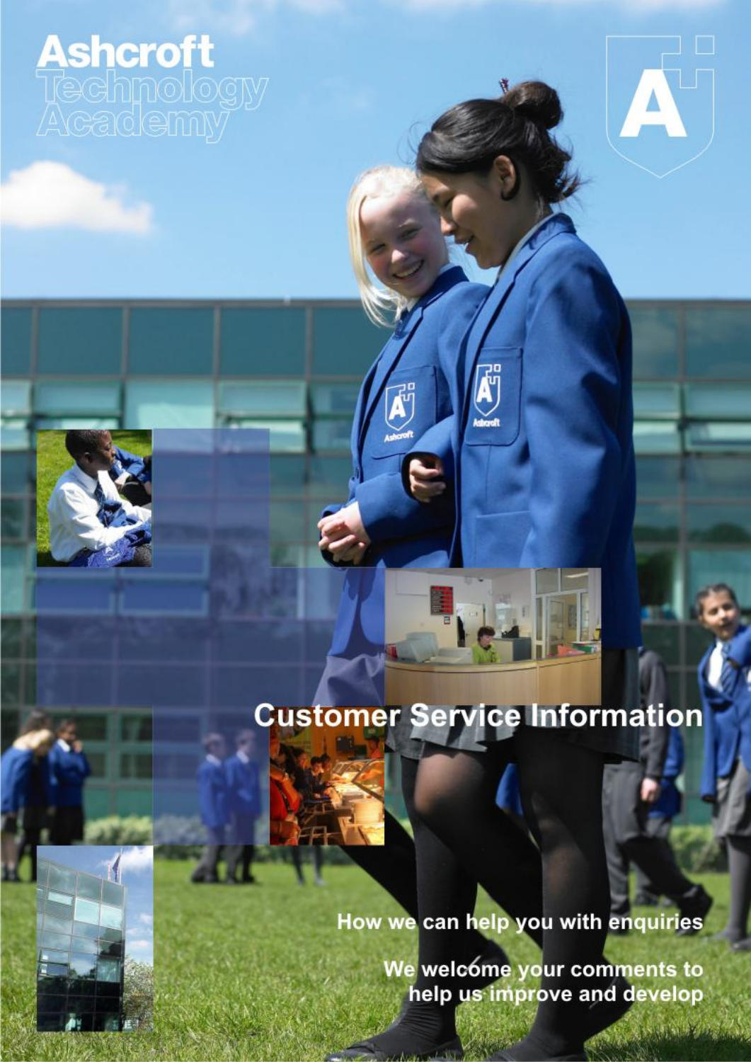# Ashcroft Technology Academy

## Customer Service Information

How we can help you with enquiries

We welcome your comments to help us improve and develop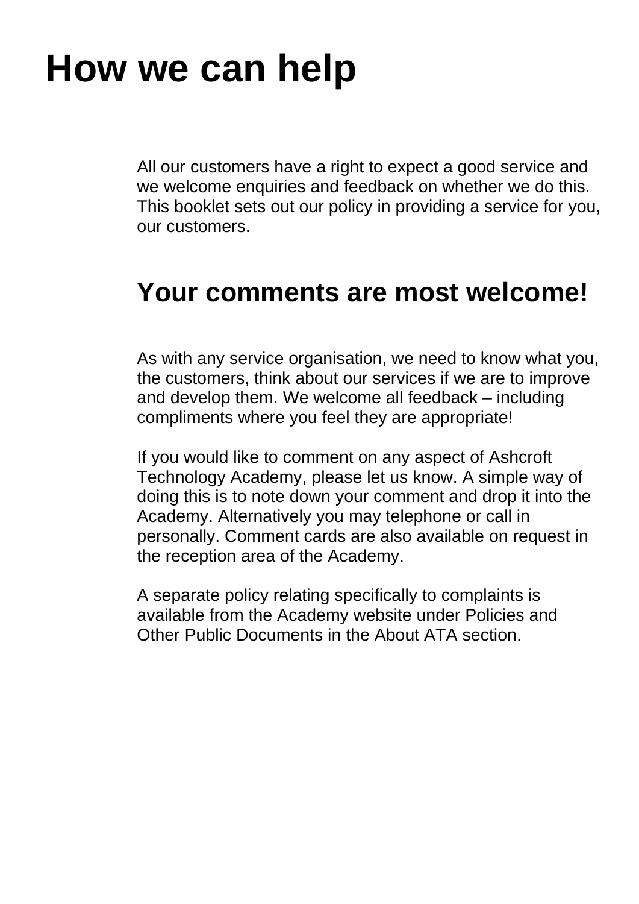# How we can help

All our customers have a right to expect a good service and we welcome enquiries and feedback on whether we do this. This booklet sets out our policy in providing a service for you, our customers.

## Your comments are most welcome!

As with any service organisation, we need to know what you, the customers, think about our services if we are to improve and develop them. We welcome all feedback – including compliments where you feel they are appropriate!

If you would like to comment on any aspect of Ashcroft Technology Academy, please let us know. A simple way of doing this is to note down your comment and drop it into the Academy. Alternatively you may telephone or call in personally. Comment cards are also available on request in the reception area of the Academy.

A separate policy relating specifically to complaints is available from the Academy website under Policies and Other Public Documents in the About ATA section.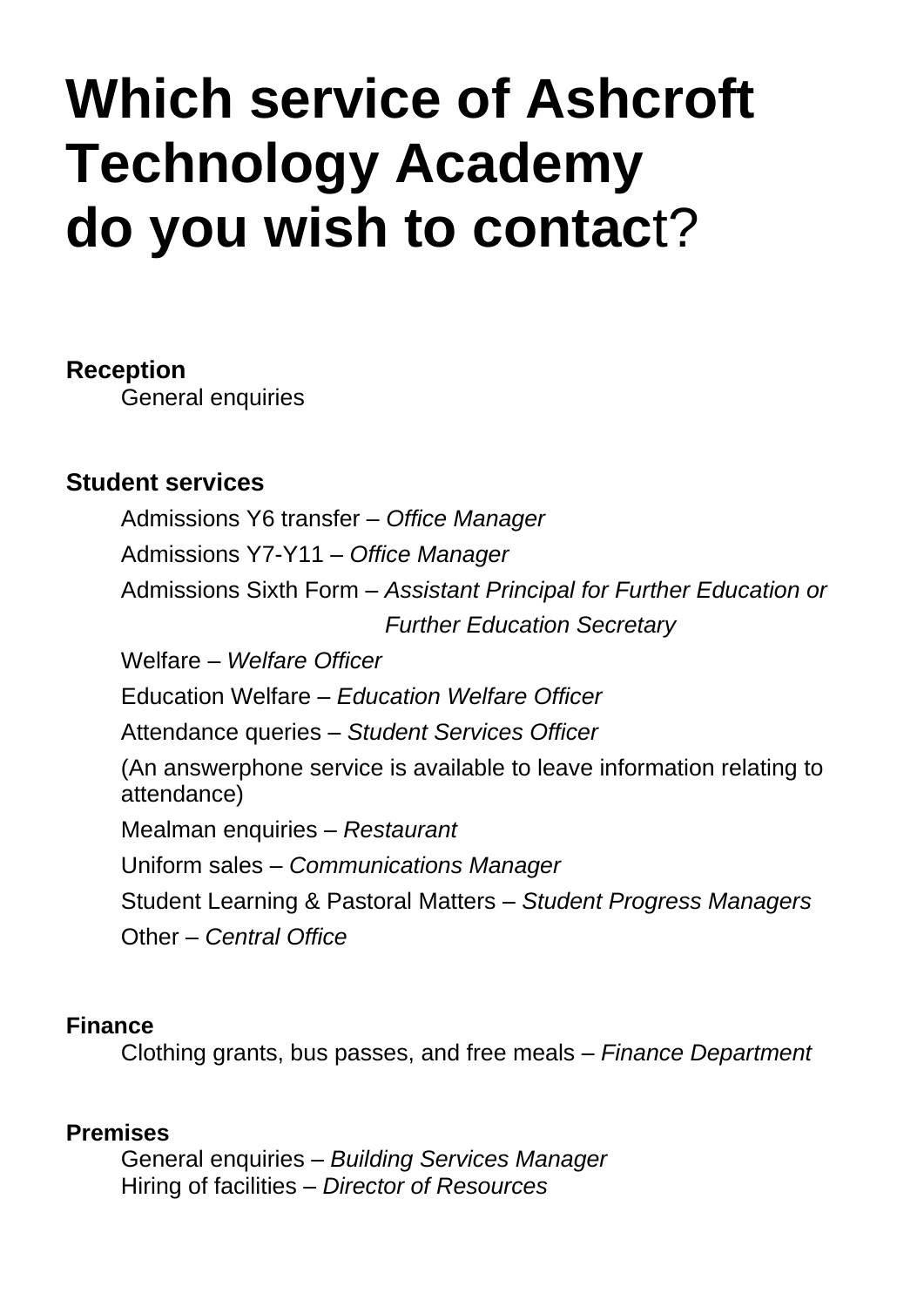# Which service of Ashcroft Technology Academy do you wish to contact?

**Reception**

General enquiries

**Student services**

Admissions Y6 transfer – *Office Manager*

Admissions Y7-Y11 – *Office Manager*

Admissions Sixth Form – *Assistant Principal for Further Education or Further Education Secretary*

Welfare – *Welfare Officer*

Education Welfare – *Education Welfare Officer*

Attendance queries – *Student Services Officer*

(An answerphone service is available to leave information relating to attendance)

Mealman enquiries – *Restaurant*

Uniform sales – *Communications Manager*

Student Learning & Pastoral Matters – *Student Progress Managers*

Other – *Central Office*

**Finance**

Clothing grants, bus passes, and free meals – *Finance Department*

**Premises**

General enquiries – *Building Services Manager*
Hiring of facilities – *Director of Resources*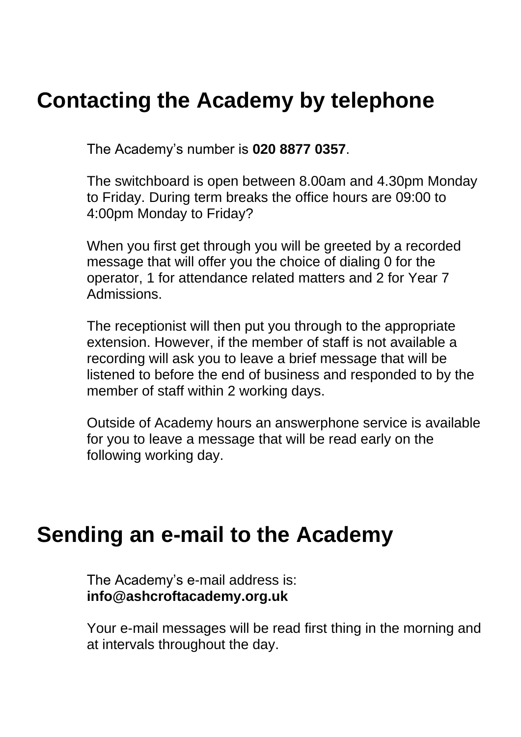# Contacting the Academy by telephone

The Academy's number is **020 8877 0357**.

The switchboard is open between 8.00am and 4.30pm Monday to Friday. During term breaks the office hours are 09:00 to 4:00pm Monday to Friday?

When you first get through you will be greeted by a recorded message that will offer you the choice of dialing 0 for the operator, 1 for attendance related matters and 2 for Year 7 Admissions.

The receptionist will then put you through to the appropriate extension. However, if the member of staff is not available a recording will ask you to leave a brief message that will be listened to before the end of business and responded to by the member of staff within 2 working days.

Outside of Academy hours an answerphone service is available for you to leave a message that will be read early on the following working day.

# Sending an e-mail to the Academy

The Academy's e-mail address is:
**info@ashcroftacademy.org.uk**

Your e-mail messages will be read first thing in the morning and at intervals throughout the day.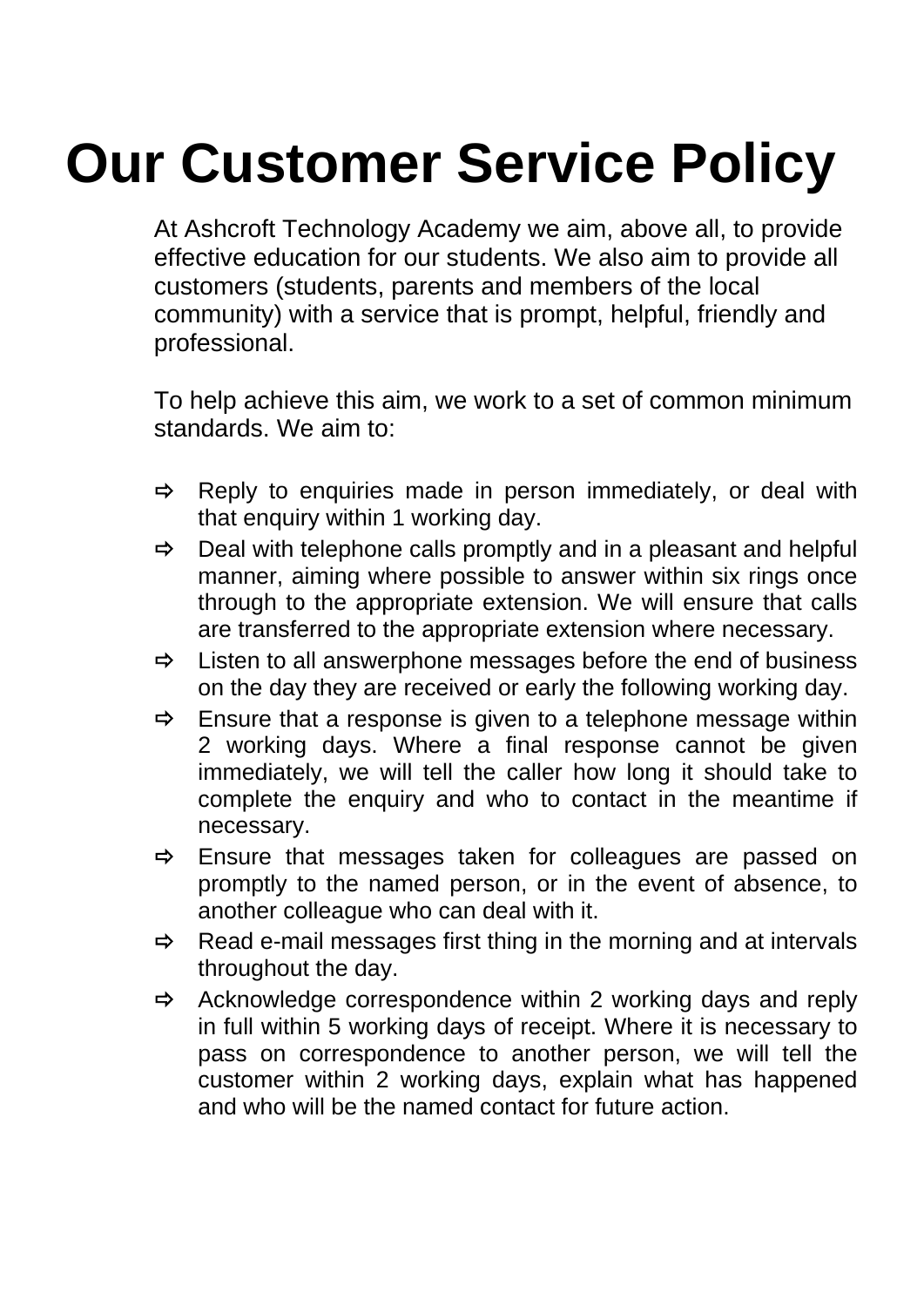# Our Customer Service Policy

At Ashcroft Technology Academy we aim, above all, to provide effective education for our students. We also aim to provide all customers (students, parents and members of the local community) with a service that is prompt, helpful, friendly and professional.

To help achieve this aim, we work to a set of common minimum standards. We aim to:

- Reply to enquiries made in person immediately, or deal with that enquiry within 1 working day.
- Deal with telephone calls promptly and in a pleasant and helpful manner, aiming where possible to answer within six rings once through to the appropriate extension. We will ensure that calls are transferred to the appropriate extension where necessary.
- Listen to all answerphone messages before the end of business on the day they are received or early the following working day.
- Ensure that a response is given to a telephone message within 2 working days. Where a final response cannot be given immediately, we will tell the caller how long it should take to complete the enquiry and who to contact in the meantime if necessary.
- Ensure that messages taken for colleagues are passed on promptly to the named person, or in the event of absence, to another colleague who can deal with it.
- Read e-mail messages first thing in the morning and at intervals throughout the day.
- Acknowledge correspondence within 2 working days and reply in full within 5 working days of receipt. Where it is necessary to pass on correspondence to another person, we will tell the customer within 2 working days, explain what has happened and who will be the named contact for future action.